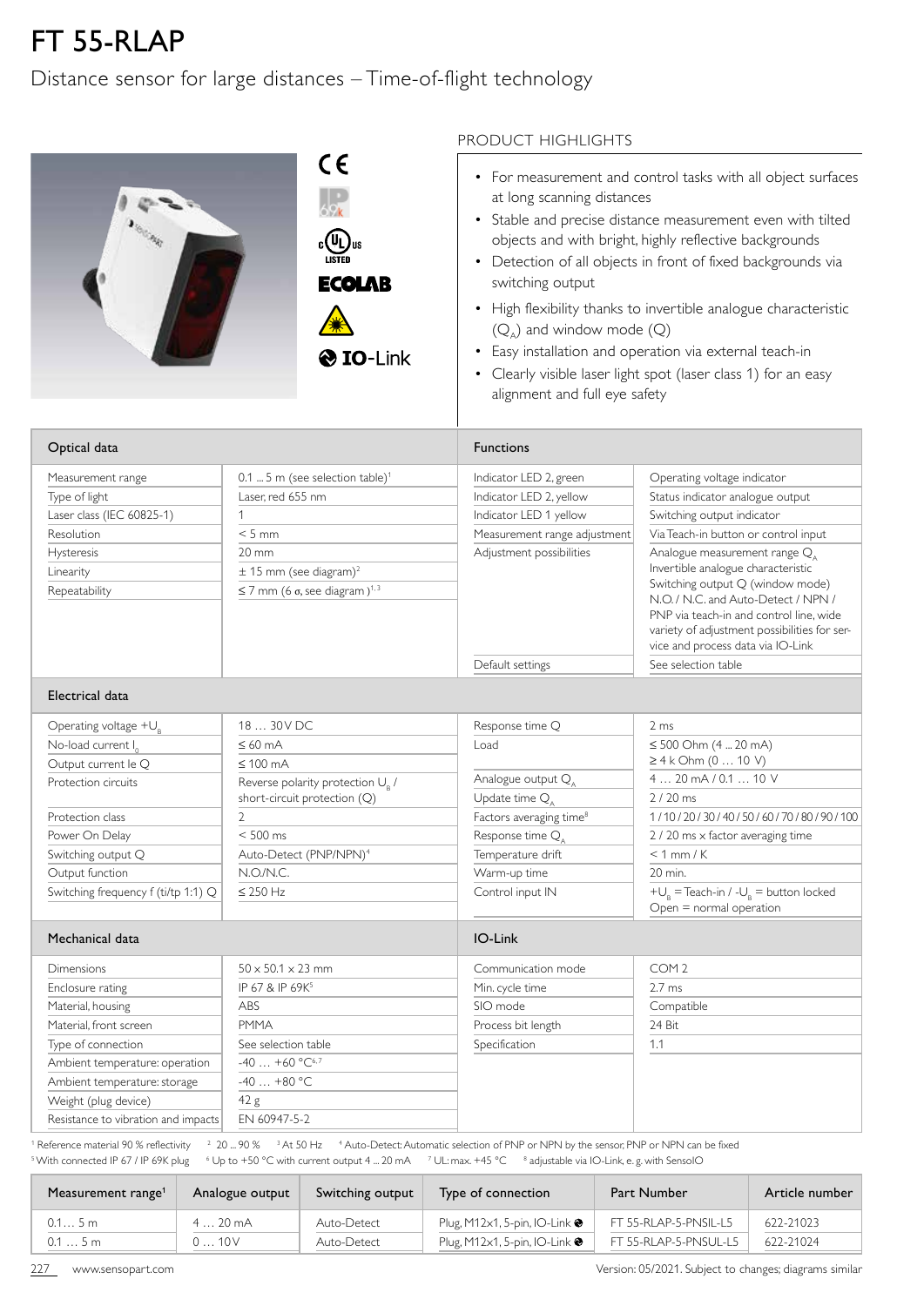# FT 55-RLAP

Distance sensor for large distances – Time-of-flight technology

## PRODUCT HIGHLIGHTS

- For measurement and control tasks with all object surfaces at long scanning distances
- Stable and precise distance measurement even with tilted objects and with bright, highly reflective backgrounds
- Detection of all objects in front of fixed backgrounds via switching output
- High flexibility thanks to invertible analogue characteristic ($Q_A$) and window mode (Q)
- Easy installation and operation via external teach-in
- Clearly visible laser light spot (laser class 1) for an easy alignment and full eye safety

## Optical data

| | |
|---|---|
| Measurement range | 0.1 ... 5 m (see selection table)[1] |
| Type of light | Laser, red 655 nm |
| Laser class (IEC 60825-1) | 1 |
| Resolution | < 5 mm |
| Hysteresis | 20 mm |
| Linearity | ± 15 mm (see diagram)[2] |
| Repeatability | ≤ 7 mm (6 σ, see diagram )[1,3] |

## Functions

| | |
|---|---|
| Indicator LED 2, green | Operating voltage indicator |
| Indicator LED 2, yellow | Status indicator analogue output |
| Indicator LED 1 yellow | Switching output indicator |
| Measurement range adjustment | Via Teach-in button or control input |
| Adjustment possibilities | Analogue measurement range $Q_A$ Invertible analogue characteristic Switching output Q (window mode) N.O. / N.C. and Auto-Detect / NPN / PNP via teach-in and control line, wide variety of adjustment possibilities for service and process data via IO-Link |
| Default settings | See selection table |

## Electrical data

| | |
|---|---|
| Operating voltage $+U_B$ | 18 … 30 V DC |
| No-load current $I_0$ | ≤ 60 mA |
| Output current Ie Q | ≤ 100 mA |
| Protection circuits | Reverse polarity protection $U_B$ / short-circuit protection (Q) |
| Protection class | 2 |
| Power On Delay | < 500 ms |
| Switching output Q | Auto-Detect (PNP/NPN)[4] |
| Output function | N.O./N.C. |
| Switching frequency f (ti/tp 1:1) Q | ≤ 250 Hz |
| Response time Q | 2 ms |
| Load | ≤ 500 Ohm (4 ... 20 mA) ≥ 4 k Ohm (0 … 10 V) |
| Analogue output $Q_A$ | 4 … 20 mA / 0.1 … 10 V |
| Update time $Q_A$ | 2 / 20 ms |
| Factors averaging time[8] | 1 / 10 / 20 / 30 / 40 / 50 / 60 / 70 / 80 / 90 / 100 |
| Response time $Q_A$ | 2 / 20 ms x factor averaging time |
| Temperature drift | < 1 mm / K |
| Warm-up time | 20 min. |
| Control input IN | $+U_B$ = Teach-in / $-U_B$ = button locked Open = normal operation |

## Mechanical data

| | |
|---|---|
| Dimensions | 50 x 50.1 x 23 mm |
| Enclosure rating | IP 67 & IP 69K[5] |
| Material, housing | ABS |
| Material, front screen | PMMA |
| Type of connection | See selection table |
| Ambient temperature: operation | -40 … +60 °C[6,7] |
| Ambient temperature: storage | -40 … +80 °C |
| Weight (plug device) | 42 g |
| Resistance to vibration and impacts | EN 60947-5-2 |

## IO-Link

| | |
|---|---|
| Communication mode | COM 2 |
| Min. cycle time | 2.7 ms |
| SIO mode | Compatible |
| Process bit length | 24 Bit |
| Specification | 1.1 |

[1] Reference material 90 % reflectivity [2] 20 ... 90 % [3] At 50 Hz [4] Auto-Detect: Automatic selection of PNP or NPN by the sensor, PNP or NPN can be fixed
[5] With connected IP 67 / IP 69K plug [6] Up to +50 °C with current output 4 ... 20 mA [7] UL: max. +45 °C [8] adjustable via IO-Link, e. g. with SensoIO

| Measurement range[1] | Analogue output | Switching output | Type of connection | Part Number | Article number |
|---|---|---|---|---|---|
| 0.1… 5 m | 4 … 20 mA | Auto-Detect | Plug, M12x1, 5-pin, IO-Link | FT 55-RLAP-5-PNSIL-L5 | 622-21023 |
| 0.1 … 5 m | 0 … 10 V | Auto-Detect | Plug, M12x1, 5-pin, IO-Link | FT 55-RLAP-5-PNSUL-L5 | 622-21024 |

www.sensopart.com

Version: 05/2021. Subject to changes; diagrams similar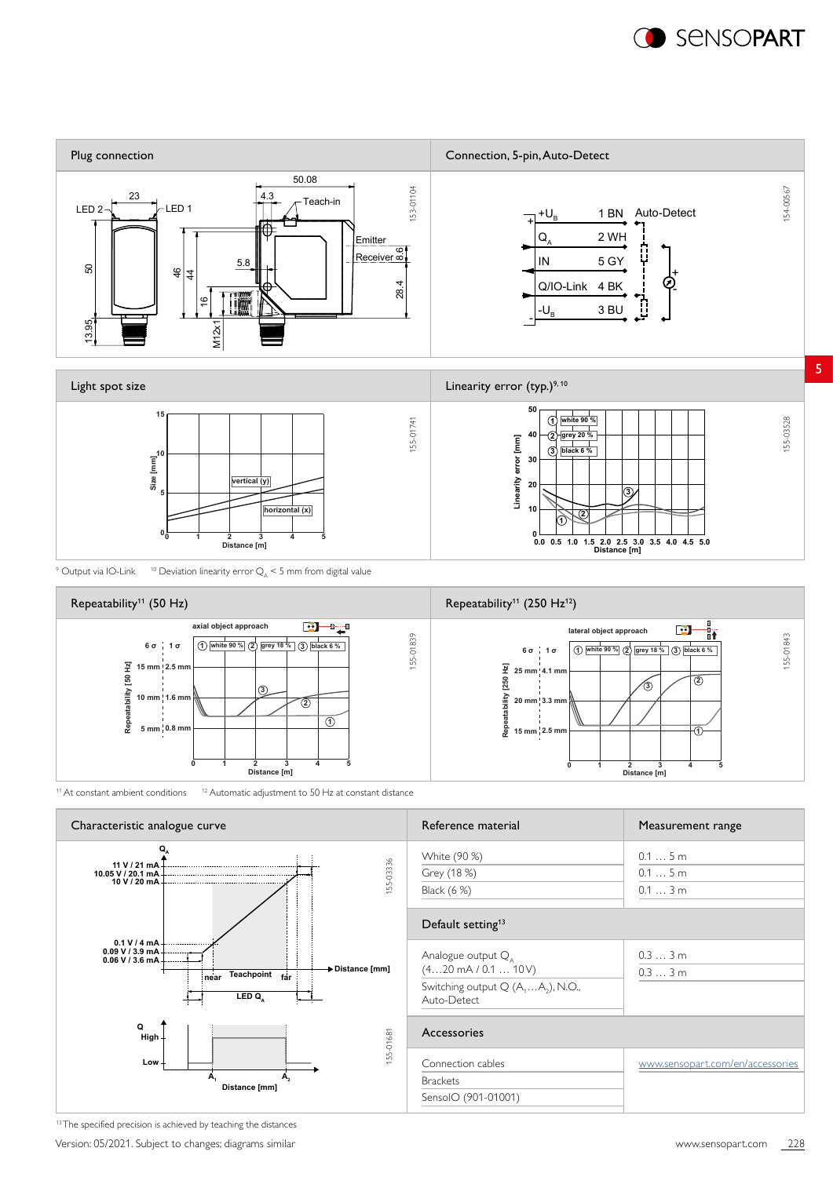## Plug connection

50.08
23
4.3
Teach-in
LED 2
LED 1
Emitter
Receiver
8.6
5.8
50
46
44
16
28.4
13.95
M12x1
153-01104

## Connection, 5-pin, Auto-Detect

+U_B 1 BN Auto-Detect
Q_A 2 WH
IN 5 GY
Q/IO-Link 4 BK
-U_B 3 BU
154-00567

## Light spot size

Size [mm]
15
10
5
0
vertical (y)
horizontal (x)
0 1 2 3 4 5
Distance [m]
155-01741

## Linearity error (typ.)[9, 10]

Linearity error [mm]
50
40
30
20
10
0
① white 90 %
② grey 20 %
③ black 6 %
0.0 0.5 1.0 1.5 2.0 2.5 3.0 3.5 4.0 4.5 5.0
Distance [m]
155-03528

[9] Output via IO-Link [10] Deviation linearity error $Q_A$ < 5 mm from digital value

## Repeatability[11] (50 Hz)

axial object approach
Repeatability [50 Hz]
6 σ 1 σ
15 mm 2.5 mm
10 mm 1.6 mm
5 mm 0.8 mm
① white 90 % ② grey 18 % ③ black 6 %
0 1 2 3 4 5
Distance [m]
155-01839

## Repeatability[11] (250 Hz[12])

lateral object approach
Repeatability [250 Hz]
6 σ 1 σ
25 mm 4.1 mm
20 mm 3.3 mm
15 mm 2.5 mm
① white 90 % ② grey 18 % ③ black 6 %
0 1 2 3 4 5
Distance [m]
155-01843

[11] At constant ambient conditions [12] Automatic adjustment to 50 Hz at constant distance

## Characteristic analogue curve

$Q_A$
11 V / 21 mA
10.05 V / 20.1 mA
10 V / 20 mA
0.1 V / 4 mA
0.09 V / 3.9 mA
0.06 V / 3.6 mA
near Teachpoint far
Distance [mm]
LED $Q_A$
155-03336

Q
High
Low
$A_1$ $A_2$
Distance [mm]
155-01681

## Reference material

| Reference material | Measurement range |
|---|---|
| White (90 %) | 0.1 … 5 m |
| Grey (18 %) | 0.1 … 5 m |
| Black (6 %) | 0.1 … 3 m |

## Default setting[13]

| | |
|---|---|
| Analogue output $Q_A$ (4…20 mA / 0.1 … 10 V) | 0.3 … 3 m |
| Switching output Q ($A_1$…$A_2$), N.O., Auto-Detect | 0.3 … 3 m |

## Accessories

| | |
|---|---|
| Connection cables | www.sensopart.com/en/accessories |
| Brackets | |
| SensoIO (901-01001) | |

[13] The specified precision is achieved by teaching the distances

Version: 05/2021. Subject to changes; diagrams similar